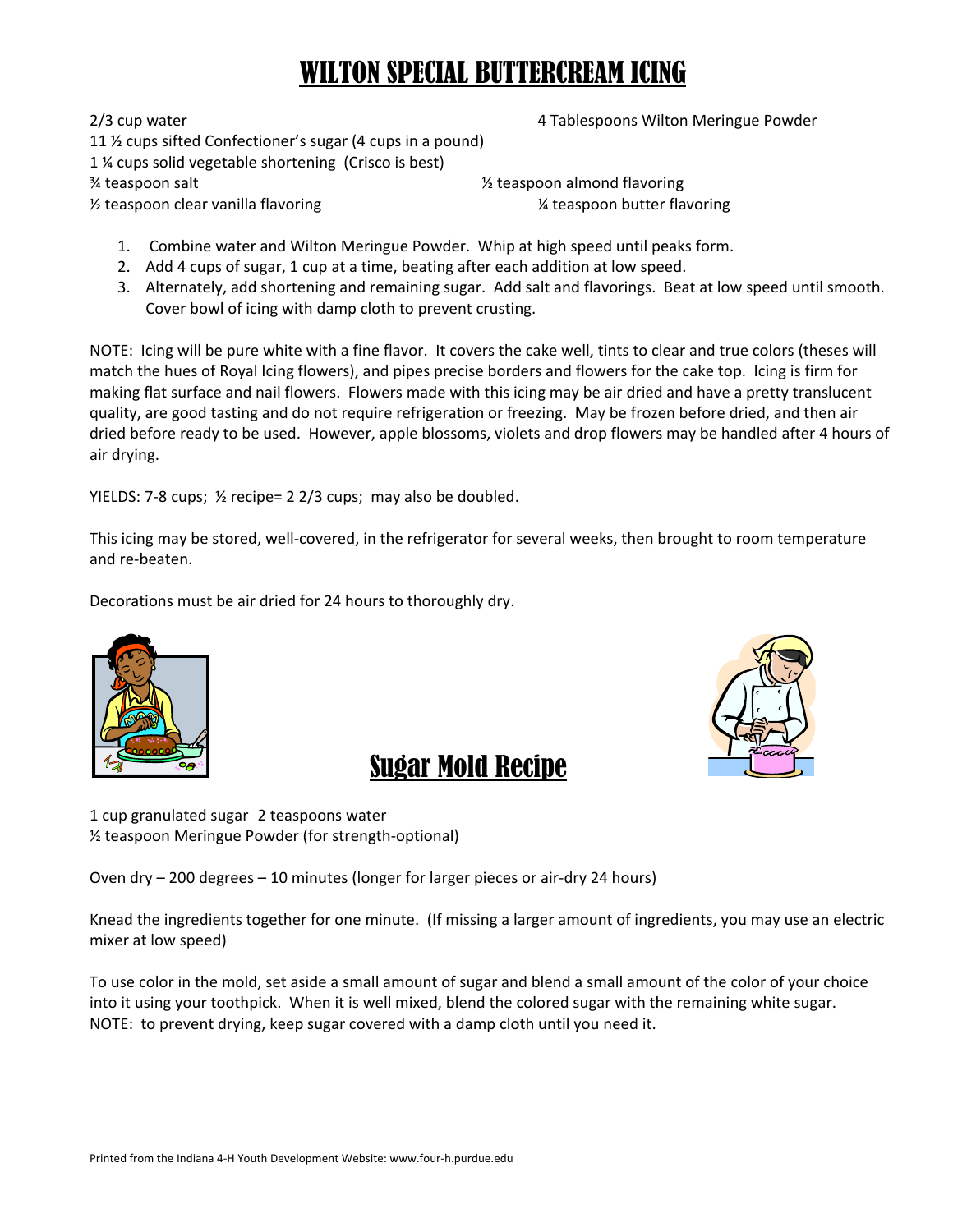# WILTON SPECIAL BUTTERCREAM ICING

2/3 cup water
4 Tablespoons Wilton Meringue Powder
11 ½ cups sifted Confectioner's sugar (4 cups in a pound)
1 ¼ cups solid vegetable shortening (Crisco is best)
¾ teaspoon salt
½ teaspoon almond flavoring
½ teaspoon clear vanilla flavoring
¼ teaspoon butter flavoring

1. Combine water and Wilton Meringue Powder. Whip at high speed until peaks form.
2. Add 4 cups of sugar, 1 cup at a time, beating after each addition at low speed.
3. Alternately, add shortening and remaining sugar. Add salt and flavorings. Beat at low speed until smooth. Cover bowl of icing with damp cloth to prevent crusting.

NOTE: Icing will be pure white with a fine flavor. It covers the cake well, tints to clear and true colors (theses will match the hues of Royal Icing flowers), and pipes precise borders and flowers for the cake top. Icing is firm for making flat surface and nail flowers. Flowers made with this icing may be air dried and have a pretty translucent quality, are good tasting and do not require refrigeration or freezing. May be frozen before dried, and then air dried before ready to be used. However, apple blossoms, violets and drop flowers may be handled after 4 hours of air drying.

YIELDS: 7-8 cups; ½ recipe= 2 2/3 cups; may also be doubled.

This icing may be stored, well-covered, in the refrigerator for several weeks, then brought to room temperature and re-beaten.

Decorations must be air dried for 24 hours to thoroughly dry.

# Sugar Mold Recipe

1 cup granulated sugar 2 teaspoons water
½ teaspoon Meringue Powder (for strength-optional)

Oven dry – 200 degrees – 10 minutes (longer for larger pieces or air-dry 24 hours)

Knead the ingredients together for one minute. (If missing a larger amount of ingredients, you may use an electric mixer at low speed)

To use color in the mold, set aside a small amount of sugar and blend a small amount of the color of your choice into it using your toothpick. When it is well mixed, blend the colored sugar with the remaining white sugar.
NOTE: to prevent drying, keep sugar covered with a damp cloth until you need it.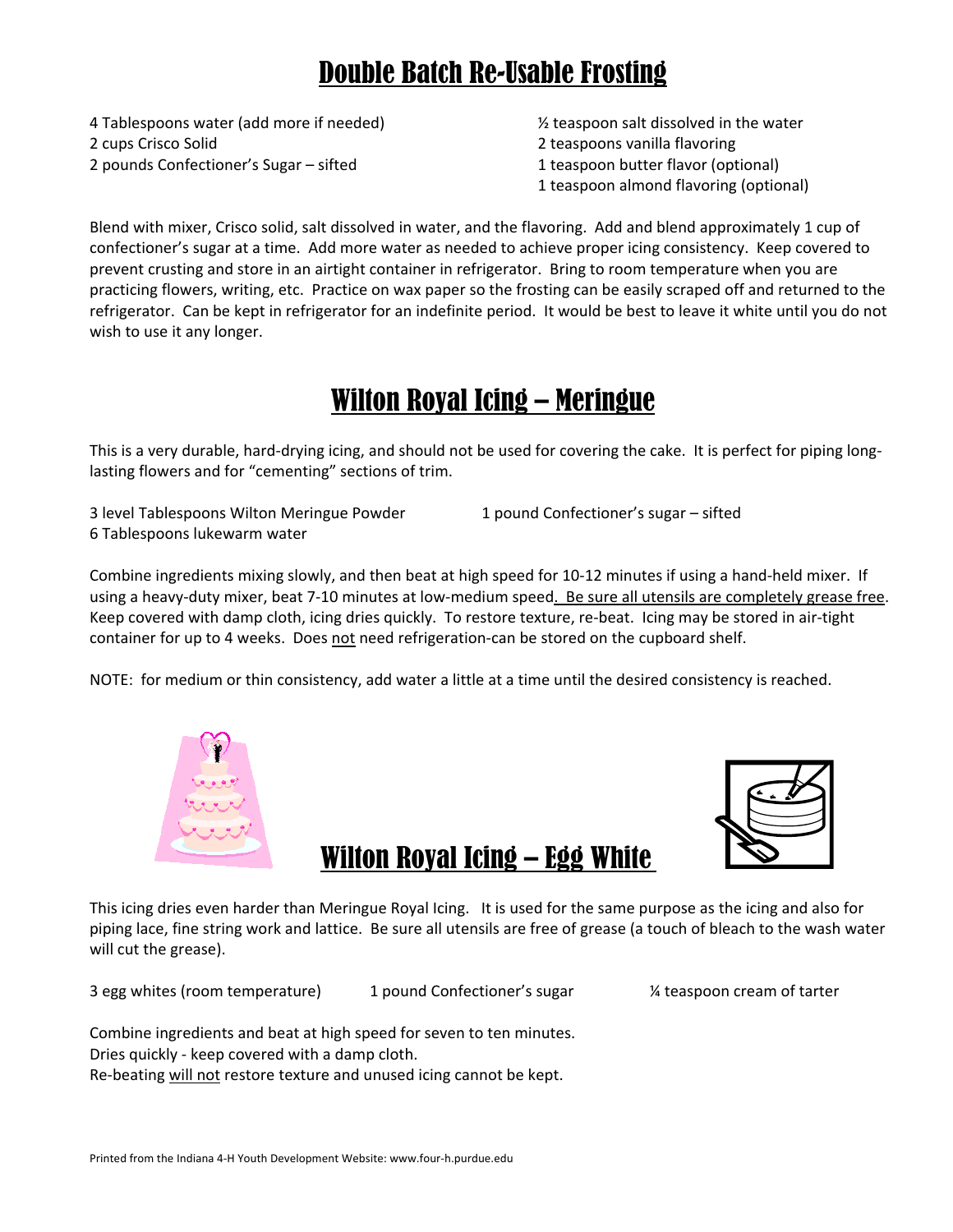# Double Batch Re-Usable Frosting

4 Tablespoons water (add more if needed)
2 cups Crisco Solid
2 pounds Confectioner's Sugar – sifted
½ teaspoon salt dissolved in the water
2 teaspoons vanilla flavoring
1 teaspoon butter flavor (optional)
1 teaspoon almond flavoring (optional)

Blend with mixer, Crisco solid, salt dissolved in water, and the flavoring. Add and blend approximately 1 cup of confectioner's sugar at a time. Add more water as needed to achieve proper icing consistency. Keep covered to prevent crusting and store in an airtight container in refrigerator. Bring to room temperature when you are practicing flowers, writing, etc. Practice on wax paper so the frosting can be easily scraped off and returned to the refrigerator. Can be kept in refrigerator for an indefinite period. It would be best to leave it white until you do not wish to use it any longer.

# Wilton Royal Icing – Meringue

This is a very durable, hard-drying icing, and should not be used for covering the cake. It is perfect for piping long-lasting flowers and for "cementing" sections of trim.

3 level Tablespoons Wilton Meringue Powder
6 Tablespoons lukewarm water
1 pound Confectioner's sugar – sifted

Combine ingredients mixing slowly, and then beat at high speed for 10-12 minutes if using a hand-held mixer. If using a heavy-duty mixer, beat 7-10 minutes at low-medium speed. Be sure all utensils are completely grease free. Keep covered with damp cloth, icing dries quickly. To restore texture, re-beat. Icing may be stored in air-tight container for up to 4 weeks. Does not need refrigeration-can be stored on the cupboard shelf.

NOTE: for medium or thin consistency, add water a little at a time until the desired consistency is reached.

# Wilton Royal Icing – Egg White

This icing dries even harder than Meringue Royal Icing. It is used for the same purpose as the icing and also for piping lace, fine string work and lattice. Be sure all utensils are free of grease (a touch of bleach to the wash water will cut the grease).

3 egg whites (room temperature)
1 pound Confectioner's sugar
¼ teaspoon cream of tarter

Combine ingredients and beat at high speed for seven to ten minutes.
Dries quickly - keep covered with a damp cloth.
Re-beating will not restore texture and unused icing cannot be kept.

Printed from the Indiana 4-H Youth Development Website: www.four-h.purdue.edu